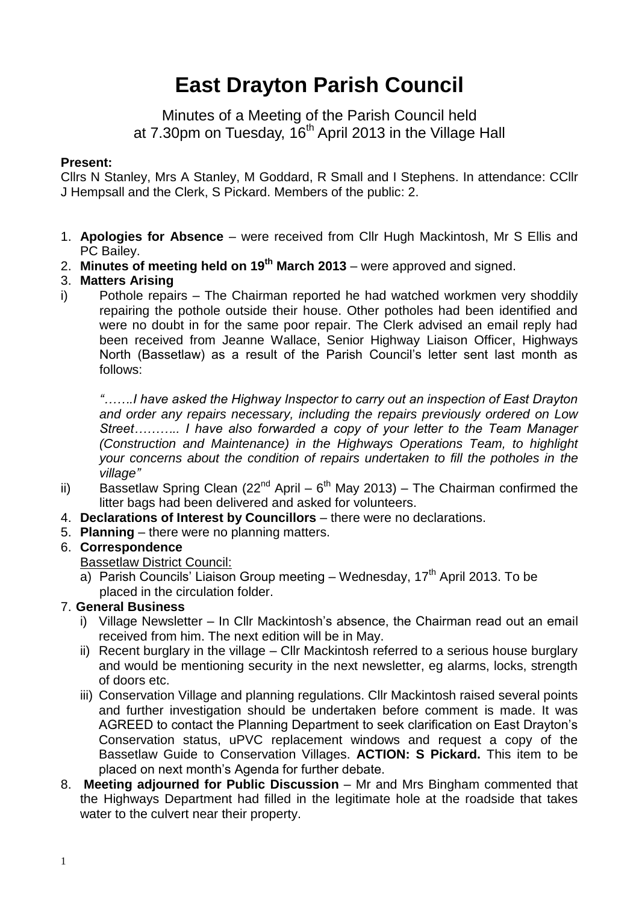# East Drayton Parish Council

Minutes of a Meeting of the Parish Council held
at 7.30pm on Tuesday, 16th April 2013 in the Village Hall

**Present:**
Cllrs N Stanley, Mrs A Stanley, M Goddard, R Small and I Stephens. In attendance: CCllr J Hempsall and the Clerk, S Pickard. Members of the public: 2.

1. **Apologies for Absence** – were received from Cllr Hugh Mackintosh, Mr S Ellis and PC Bailey.
2. **Minutes of meeting held on 19th March 2013** – were approved and signed.
3. **Matters Arising**

i) Pothole repairs – The Chairman reported he had watched workmen very shoddily repairing the pothole outside their house. Other potholes had been identified and were no doubt in for the same poor repair. The Clerk advised an email reply had been received from Jeanne Wallace, Senior Highway Liaison Officer, Highways North (Bassetlaw) as a result of the Parish Council's letter sent last month as follows:

*"…….I have asked the Highway Inspector to carry out an inspection of East Drayton and order any repairs necessary, including the repairs previously ordered on Low Street……….. I have also forwarded a copy of your letter to the Team Manager (Construction and Maintenance) in the Highways Operations Team, to highlight your concerns about the condition of repairs undertaken to fill the potholes in the village"*

ii) Bassetlaw Spring Clean (22nd April – 6th May 2013) – The Chairman confirmed the litter bags had been delivered and asked for volunteers.

4. **Declarations of Interest by Councillors** – there were no declarations.
5. **Planning** – there were no planning matters.
6. **Correspondence**

   Bassetlaw District Council:

   a) Parish Councils' Liaison Group meeting – Wednesday, 17th April 2013. To be placed in the circulation folder.

7. **General Business**

   i) Village Newsletter – In Cllr Mackintosh's absence, the Chairman read out an email received from him. The next edition will be in May.

   ii) Recent burglary in the village – Cllr Mackintosh referred to a serious house burglary and would be mentioning security in the next newsletter, eg alarms, locks, strength of doors etc.

   iii) Conservation Village and planning regulations. Cllr Mackintosh raised several points and further investigation should be undertaken before comment is made. It was AGREED to contact the Planning Department to seek clarification on East Drayton's Conservation status, uPVC replacement windows and request a copy of the Bassetlaw Guide to Conservation Villages. **ACTION: S Pickard.** This item to be placed on next month's Agenda for further debate.

8. **Meeting adjourned for Public Discussion** – Mr and Mrs Bingham commented that the Highways Department had filled in the legitimate hole at the roadside that takes water to the culvert near their property.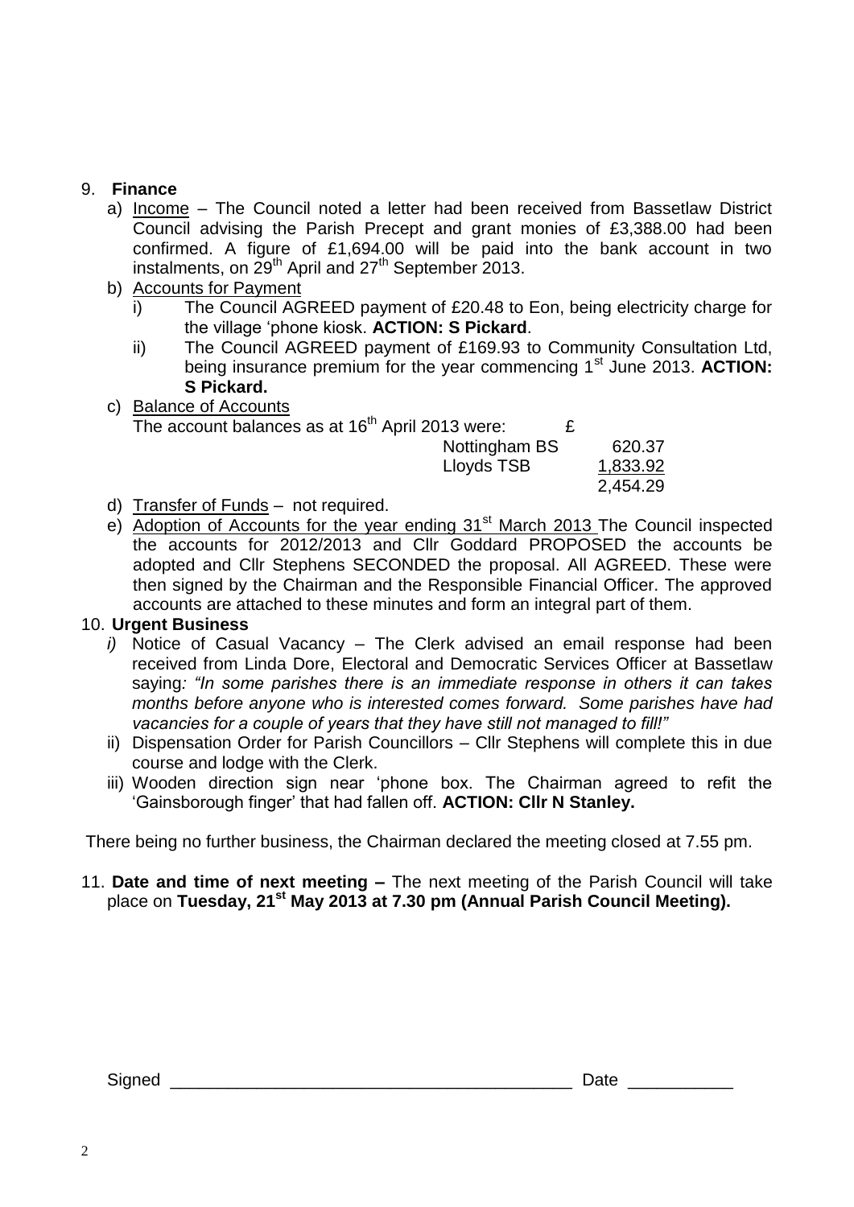9. **Finance**
   a) Income – The Council noted a letter had been received from Bassetlaw District Council advising the Parish Precept and grant monies of £3,388.00 had been confirmed. A figure of £1,694.00 will be paid into the bank account in two instalments, on 29th April and 27th September 2013.
   b) Accounts for Payment
      i) The Council AGREED payment of £20.48 to Eon, being electricity charge for the village 'phone kiosk. **ACTION: S Pickard**.
      ii) The Council AGREED payment of £169.93 to Community Consultation Ltd, being insurance premium for the year commencing 1st June 2013. **ACTION: S Pickard.**
   c) Balance of Accounts

      The account balances as at 16th April 2013 were:

| | £ |
|---|---|
| Nottingham BS | 620.37 |
| Lloyds TSB | 1,833.92 |
| | 2,454.29 |

   d) Transfer of Funds – not required.
   e) Adoption of Accounts for the year ending 31st March 2013 The Council inspected the accounts for 2012/2013 and Cllr Goddard PROPOSED the accounts be adopted and Cllr Stephens SECONDED the proposal. All AGREED. These were then signed by the Chairman and the Responsible Financial Officer. The approved accounts are attached to these minutes and form an integral part of them.

10. **Urgent Business**
    *i)* Notice of Casual Vacancy – The Clerk advised an email response had been received from Linda Dore, Electoral and Democratic Services Officer at Bassetlaw saying*: "In some parishes there is an immediate response in others it can takes months before anyone who is interested comes forward. Some parishes have had vacancies for a couple of years that they have still not managed to fill!"*
    ii) Dispensation Order for Parish Councillors – Cllr Stephens will complete this in due course and lodge with the Clerk.
    iii) Wooden direction sign near 'phone box. The Chairman agreed to refit the 'Gainsborough finger' that had fallen off. **ACTION: Cllr N Stanley.**

There being no further business, the Chairman declared the meeting closed at 7.55 pm.

11. **Date and time of next meeting –** The next meeting of the Parish Council will take place on **Tuesday, 21st May 2013 at 7.30 pm (Annual Parish Council Meeting).**

Signed \_\_\_\_\_\_\_\_\_\_\_\_\_\_\_\_\_\_\_\_\_\_\_\_\_\_\_\_\_\_\_\_\_\_\_\_\_\_\_\_\_\_ Date \_\_\_\_\_\_\_\_\_\_\_